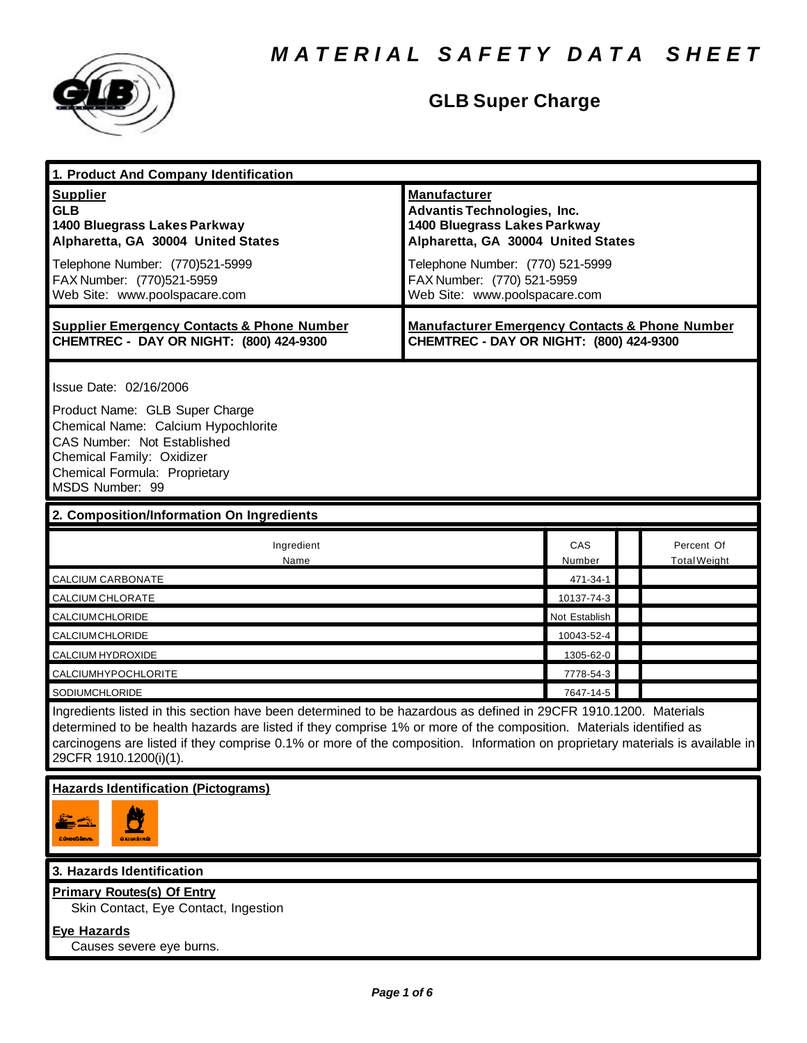# MATERIAL SAFETY DATA SHEET

## GLB Super Charge

## 1. Product And Company Identification

**Supplier**
**GLB**
**1400 Bluegrass Lakes Parkway**
**Alpharetta, GA 30004 United States**

Telephone Number: (770)521-5999
FAX Number: (770)521-5959
Web Site: www.poolspacare.com

**Manufacturer**
**Advantis Technologies, Inc.**
**1400 Bluegrass Lakes Parkway**
**Alpharetta, GA 30004 United States**

Telephone Number: (770) 521-5999
FAX Number: (770) 521-5959
Web Site: www.poolspacare.com

**Supplier Emergency Contacts & Phone Number**
**CHEMTREC - DAY OR NIGHT: (800) 424-9300**

**Manufacturer Emergency Contacts & Phone Number**
**CHEMTREC - DAY OR NIGHT: (800) 424-9300**

Issue Date: 02/16/2006

Product Name: GLB Super Charge
Chemical Name: Calcium Hypochlorite
CAS Number: Not Established
Chemical Family: Oxidizer
Chemical Formula: Proprietary
MSDS Number: 99

## 2. Composition/Information On Ingredients

| Ingredient Name | CAS Number | | Percent Of Total Weight |
|---|---|---|---|
| CALCIUM CARBONATE | 471-34-1 | | |
| CALCIUM CHLORATE | 10137-74-3 | | |
| CALCIUMCHLORIDE | Not Establish | | |
| CALCIUMCHLORIDE | 10043-52-4 | | |
| CALCIUM HYDROXIDE | 1305-62-0 | | |
| CALCIUMHYPOCHLORITE | 7778-54-3 | | |
| SODIUMCHLORIDE | 7647-14-5 | | |

Ingredients listed in this section have been determined to be hazardous as defined in 29CFR 1910.1200. Materials determined to be health hazards are listed if they comprise 1% or more of the composition. Materials identified as carcinogens are listed if they comprise 0.1% or more of the composition. Information on proprietary materials is available in 29CFR 1910.1200(i)(1).

**Hazards Identification (Pictograms)**

## 3. Hazards Identification

**Primary Routes(s) Of Entry**
Skin Contact, Eye Contact, Ingestion

**Eye Hazards**
Causes severe eye burns.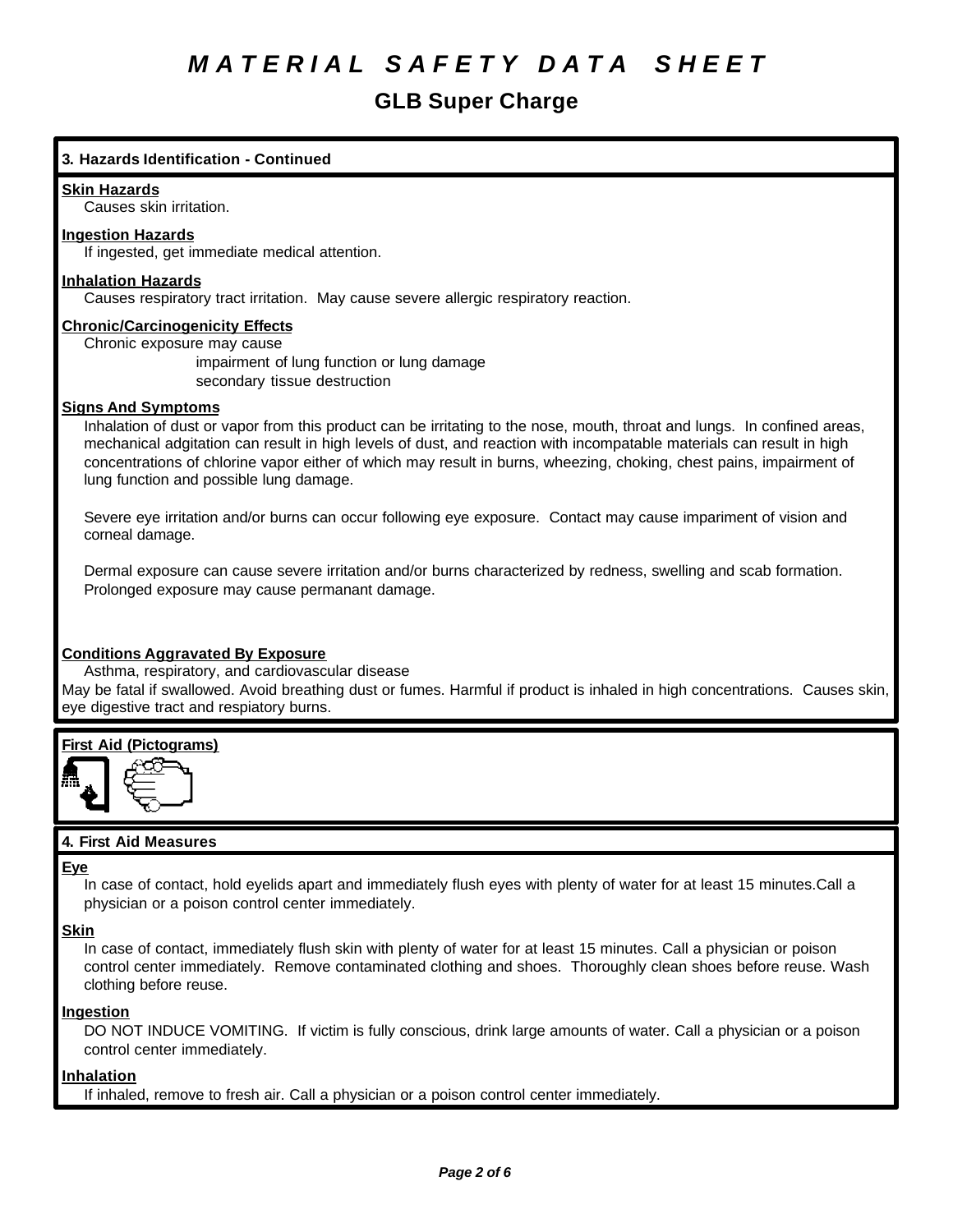# MATERIAL SAFETY DATA SHEET

## GLB Super Charge

### 3. Hazards Identification - Continued

**Skin Hazards**

Causes skin irritation.

**Ingestion Hazards**

If ingested, get immediate medical attention.

**Inhalation Hazards**

Causes respiratory tract irritation. May cause severe allergic respiratory reaction.

**Chronic/Carcinogenicity Effects**

Chronic exposure may cause
impairment of lung function or lung damage
secondary tissue destruction

**Signs And Symptoms**

Inhalation of dust or vapor from this product can be irritating to the nose, mouth, throat and lungs. In confined areas, mechanical adgitation can result in high levels of dust, and reaction with incompatable materials can result in high concentrations of chlorine vapor either of which may result in burns, wheezing, choking, chest pains, impairment of lung function and possible lung damage.

Severe eye irritation and/or burns can occur following eye exposure. Contact may cause impariment of vision and corneal damage.

Dermal exposure can cause severe irritation and/or burns characterized by redness, swelling and scab formation. Prolonged exposure may cause permanant damage.

**Conditions Aggravated By Exposure**

Asthma, respiratory, and cardiovascular disease

May be fatal if swallowed. Avoid breathing dust or fumes. Harmful if product is inhaled in high concentrations. Causes skin, eye digestive tract and respiratory burns.

**First Aid (Pictograms)**

### 4. First Aid Measures

**Eye**

In case of contact, hold eyelids apart and immediately flush eyes with plenty of water for at least 15 minutes.Call a physician or a poison control center immediately.

**Skin**

In case of contact, immediately flush skin with plenty of water for at least 15 minutes. Call a physician or poison control center immediately. Remove contaminated clothing and shoes. Thoroughly clean shoes before reuse. Wash clothing before reuse.

**Ingestion**

DO NOT INDUCE VOMITING. If victim is fully conscious, drink large amounts of water. Call a physician or a poison control center immediately.

**Inhalation**

If inhaled, remove to fresh air. Call a physician or a poison control center immediately.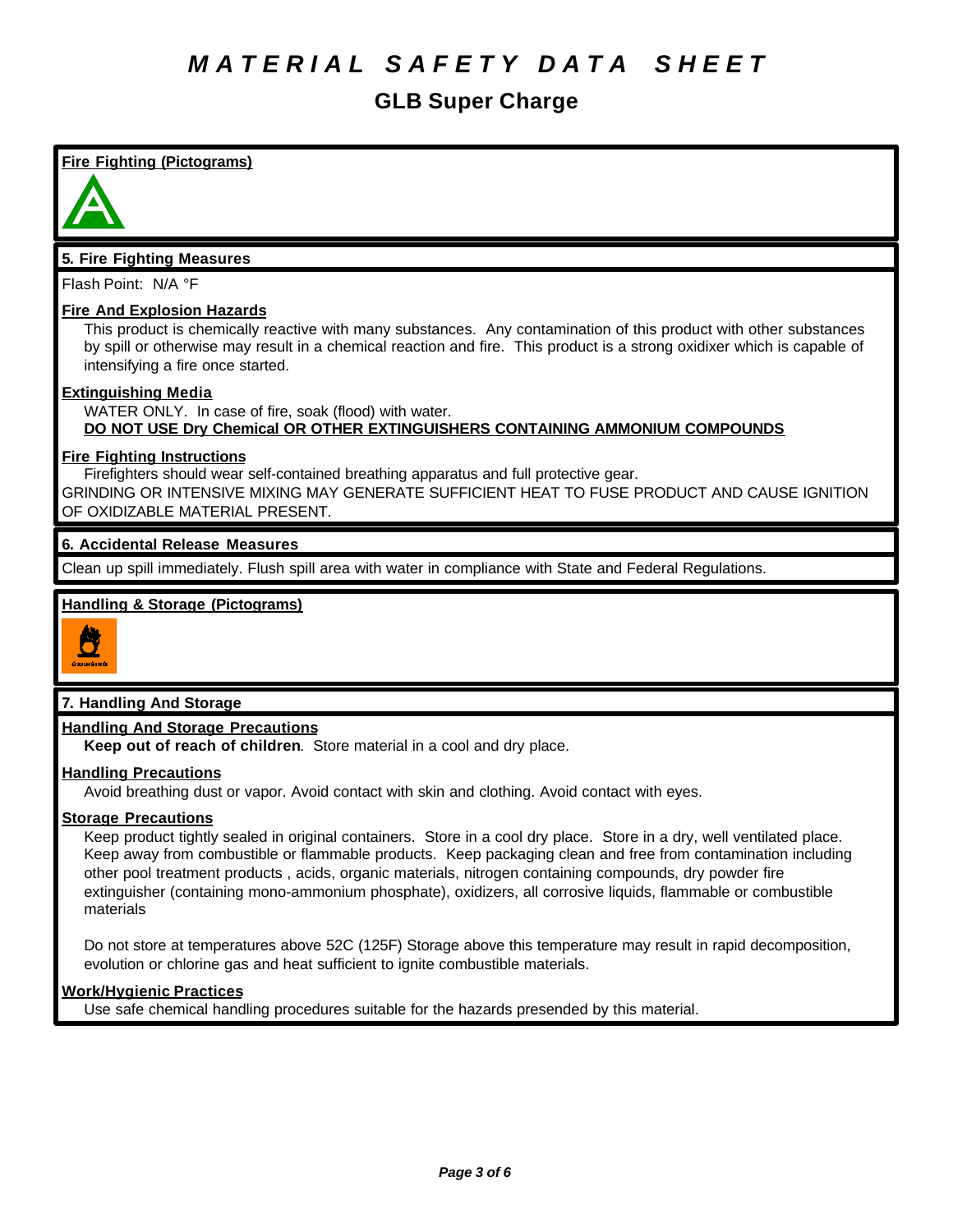# MATERIAL SAFETY DATA SHEET

## GLB Super Charge

### Fire Fighting (Pictograms)

### 5. Fire Fighting Measures

Flash Point: N/A °F

**Fire And Explosion Hazards**

This product is chemically reactive with many substances. Any contamination of this product with other substances by spill or otherwise may result in a chemical reaction and fire. This product is a strong oxidixer which is capable of intensifying a fire once started.

**Extinguishing Media**

WATER ONLY. In case of fire, soak (flood) with water.
**DO NOT USE Dry Chemical OR OTHER EXTINGUISHERS CONTAINING AMMONIUM COMPOUNDS**

**Fire Fighting Instructions**

Firefighters should wear self-contained breathing apparatus and full protective gear.
GRINDING OR INTENSIVE MIXING MAY GENERATE SUFFICIENT HEAT TO FUSE PRODUCT AND CAUSE IGNITION OF OXIDIZABLE MATERIAL PRESENT.

### 6. Accidental Release Measures

Clean up spill immediately. Flush spill area with water in compliance with State and Federal Regulations.

### Handling & Storage (Pictograms)

### 7. Handling And Storage

**Handling And Storage Precautions**

**Keep out of reach of children**. Store material in a cool and dry place.

**Handling Precautions**

Avoid breathing dust or vapor. Avoid contact with skin and clothing. Avoid contact with eyes.

**Storage Precautions**

Keep product tightly sealed in original containers. Store in a cool dry place. Store in a dry, well ventilated place. Keep away from combustible or flammable products. Keep packaging clean and free from contamination including other pool treatment products , acids, organic materials, nitrogen containing compounds, dry powder fire extinguisher (containing mono-ammonium phosphate), oxidizers, all corrosive liquids, flammable or combustible materials

Do not store at temperatures above 52C (125F) Storage above this temperature may result in rapid decomposition, evolution or chlorine gas and heat sufficient to ignite combustible materials.

**Work/Hygienic Practices**

Use safe chemical handling procedures suitable for the hazards presended by this material.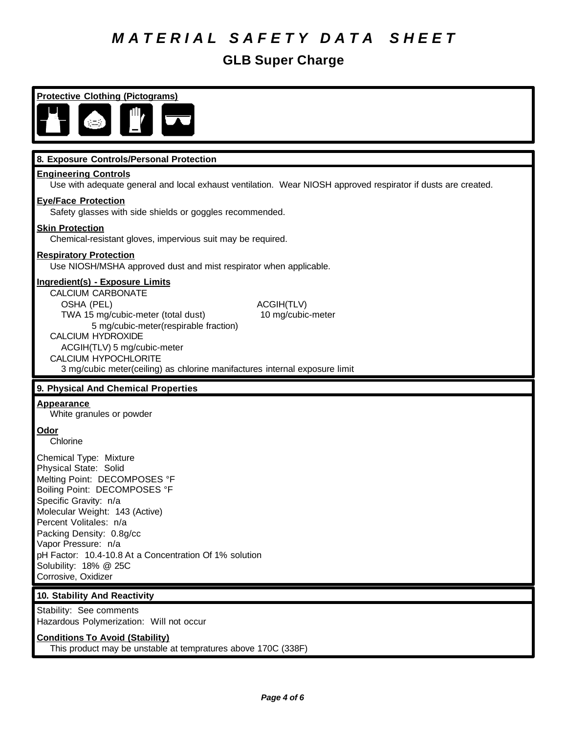# MATERIAL SAFETY DATA SHEET

## GLB Super Charge

**Protective Clothing (Pictograms)**

### 8. Exposure Controls/Personal Protection

**Engineering Controls**

Use with adequate general and local exhaust ventilation. Wear NIOSH approved respirator if dusts are created.

**Eye/Face Protection**

Safety glasses with side shields or goggles recommended.

**Skin Protection**

Chemical-resistant gloves, impervious suit may be required.

**Respiratory Protection**

Use NIOSH/MSHA approved dust and mist respirator when applicable.

**Ingredient(s) - Exposure Limits**

CALCIUM CARBONATE

| OSHA (PEL) | ACGIH(TLV) |
|---|---|
| TWA 15 mg/cubic-meter (total dust) | 10 mg/cubic-meter |
| 5 mg/cubic-meter(respirable fraction) | |

CALCIUM HYDROXIDE

ACGIH(TLV) 5 mg/cubic-meter

CALCIUM HYPOCHLORITE

3 mg/cubic meter(ceiling) as chlorine manifactures internal exposure limit

### 9. Physical And Chemical Properties

**Appearance**

White granules or powder

**Odor**

Chlorine

Chemical Type: Mixture
Physical State: Solid
Melting Point: DECOMPOSES °F
Boiling Point: DECOMPOSES °F
Specific Gravity: n/a
Molecular Weight: 143 (Active)
Percent Volitales: n/a
Packing Density: 0.8g/cc
Vapor Pressure: n/a
pH Factor: 10.4-10.8 At a Concentration Of 1% solution
Solubility: 18% @ 25C
Corrosive, Oxidizer

### 10. Stability And Reactivity

Stability: See comments
Hazardous Polymerization: Will not occur

**Conditions To Avoid (Stability)**

This product may be unstable at tempratures above 170C (338F)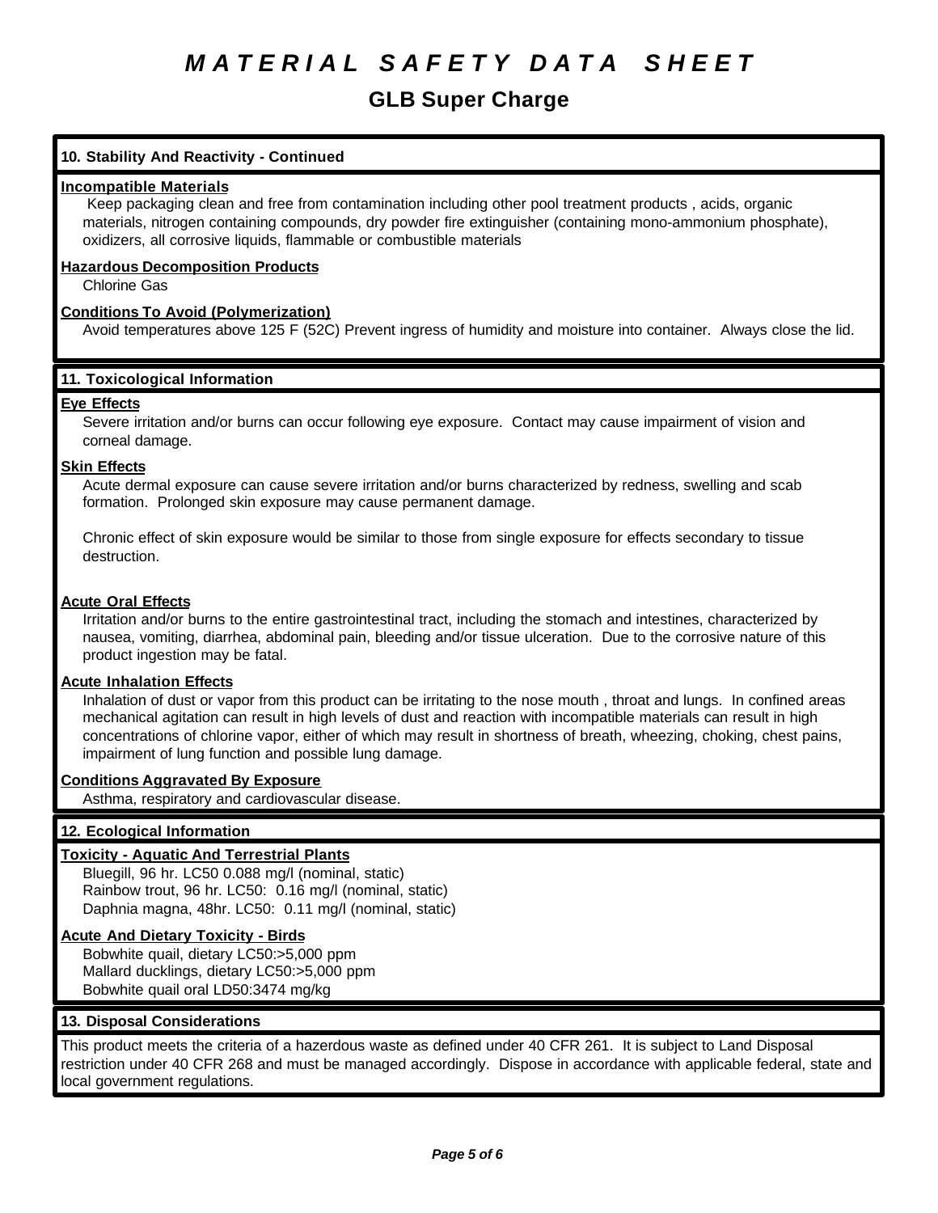# MATERIAL SAFETY DATA SHEET

## GLB Super Charge

### 10. Stability And Reactivity - Continued

**Incompatible Materials**

Keep packaging clean and free from contamination including other pool treatment products , acids, organic materials, nitrogen containing compounds, dry powder fire extinguisher (containing mono-ammonium phosphate), oxidizers, all corrosive liquids, flammable or combustible materials

**Hazardous Decomposition Products**

Chlorine Gas

**Conditions To Avoid (Polymerization)**

Avoid temperatures above 125 F (52C) Prevent ingress of humidity and moisture into container. Always close the lid.

### 11. Toxicological Information

**Eye Effects**

Severe irritation and/or burns can occur following eye exposure. Contact may cause impairment of vision and corneal damage.

**Skin Effects**

Acute dermal exposure can cause severe irritation and/or burns characterized by redness, swelling and scab formation. Prolonged skin exposure may cause permanent damage.

Chronic effect of skin exposure would be similar to those from single exposure for effects secondary to tissue destruction.

**Acute Oral Effects**

Irritation and/or burns to the entire gastrointestinal tract, including the stomach and intestines, characterized by nausea, vomiting, diarrhea, abdominal pain, bleeding and/or tissue ulceration. Due to the corrosive nature of this product ingestion may be fatal.

**Acute Inhalation Effects**

Inhalation of dust or vapor from this product can be irritating to the nose mouth , throat and lungs. In confined areas mechanical agitation can result in high levels of dust and reaction with incompatible materials can result in high concentrations of chlorine vapor, either of which may result in shortness of breath, wheezing, choking, chest pains, impairment of lung function and possible lung damage.

**Conditions Aggravated By Exposure**

Asthma, respiratory and cardiovascular disease.

### 12. Ecological Information

**Toxicity - Aquatic And Terrestrial Plants**

Bluegill, 96 hr. LC50 0.088 mg/l (nominal, static)
Rainbow trout, 96 hr. LC50: 0.16 mg/l (nominal, static)
Daphnia magna, 48hr. LC50: 0.11 mg/l (nominal, static)

**Acute And Dietary Toxicity - Birds**

Bobwhite quail, dietary LC50:>5,000 ppm
Mallard ducklings, dietary LC50:>5,000 ppm
Bobwhite quail oral LD50:3474 mg/kg

### 13. Disposal Considerations

This product meets the criteria of a hazerdous waste as defined under 40 CFR 261. It is subject to Land Disposal restriction under 40 CFR 268 and must be managed accordingly. Dispose in accordance with applicable federal, state and local government regulations.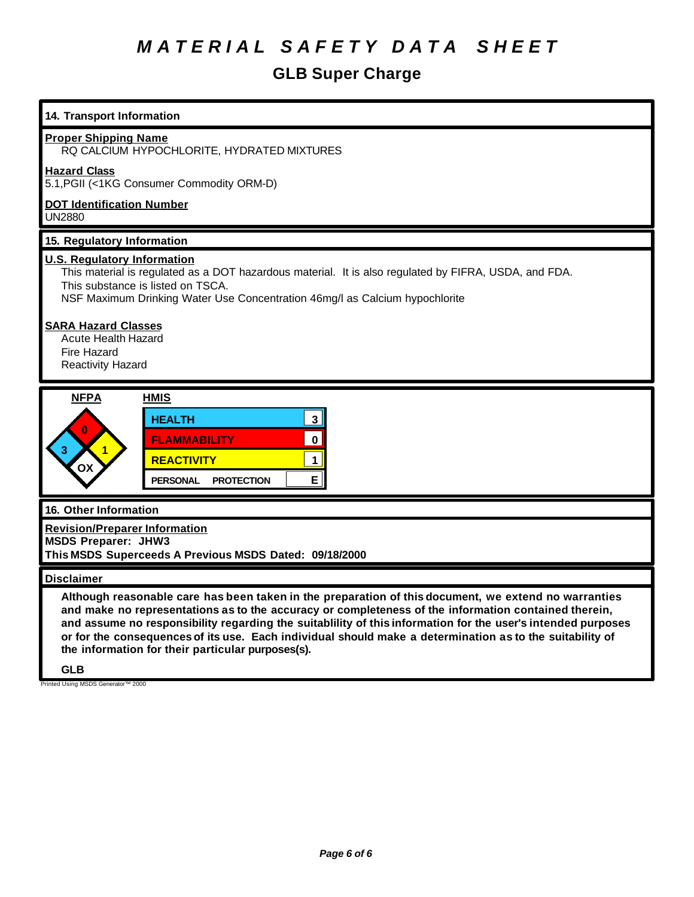# MATERIAL SAFETY DATA SHEET

## GLB Super Charge

### 14. Transport Information

**Proper Shipping Name**
RQ CALCIUM HYPOCHLORITE, HYDRATED MIXTURES

**Hazard Class**
5.1,PGII (<1KG Consumer Commodity ORM-D)

**DOT Identification Number**
UN2880

### 15. Regulatory Information

**U.S. Regulatory Information**
This material is regulated as a DOT hazardous material. It is also regulated by FIFRA, USDA, and FDA.
This substance is listed on TSCA.
NSF Maximum Drinking Water Use Concentration 46mg/l as Calcium hypochlorite

**SARA Hazard Classes**
Acute Health Hazard
Fire Hazard
Reactivity Hazard

**NFPA**

0
3
1
OX

**HMIS**

| | |
|---|---|
| HEALTH | 3 |
| FLAMMABILITY | 0 |
| REACTIVITY | 1 |
| PERSONAL PROTECTION | E |

### 16. Other Information

**Revision/Preparer Information**
**MSDS Preparer: JHW3**
**This MSDS Superceeds A Previous MSDS Dated: 09/18/2000**

### Disclaimer

**Although reasonable care has been taken in the preparation of this document, we extend no warranties and make no representations as to the accuracy or completeness of the information contained therein, and assume no responsibility regarding the suitablility of this information for the user's intended purposes or for the consequences of its use. Each individual should make a determination as to the suitability of the information for their particular purposes(s).**

**GLB**

Printed Using MSDS Generator™ 2000